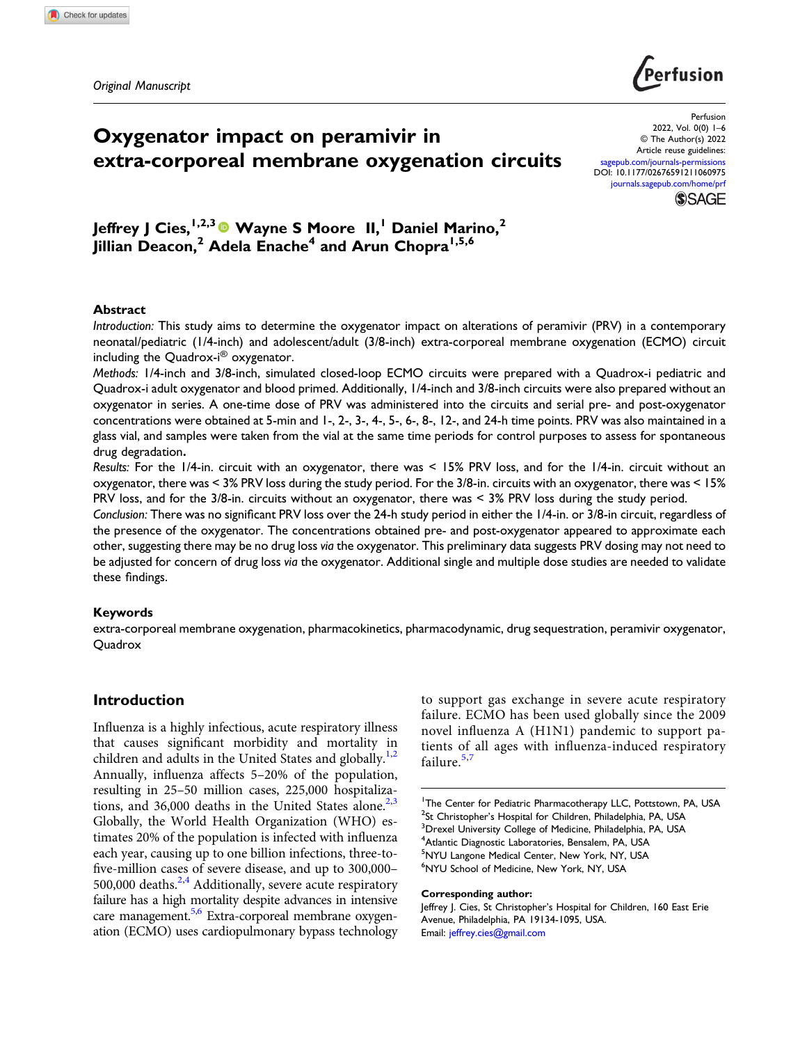Original Manuscript

# Oxygenator impact on peramivir in extra-corporeal membrane oxygenation circuits

Jeffrey J Cies,[1,2,3] Wayne S Moore II,[1] Daniel Marino,[2] Jillian Deacon,[2] Adela Enache[4] and Arun Chopra[1,5,6]

## Abstract

*Introduction:* This study aims to determine the oxygenator impact on alterations of peramivir (PRV) in a contemporary neonatal/pediatric (1/4-inch) and adolescent/adult (3/8-inch) extra-corporeal membrane oxygenation (ECMO) circuit including the Quadrox-i® oxygenator.

*Methods:* 1/4-inch and 3/8-inch, simulated closed-loop ECMO circuits were prepared with a Quadrox-i pediatric and Quadrox-i adult oxygenator and blood primed. Additionally, 1/4-inch and 3/8-inch circuits were also prepared without an oxygenator in series. A one-time dose of PRV was administered into the circuits and serial pre- and post-oxygenator concentrations were obtained at 5-min and 1-, 2-, 3-, 4-, 5-, 6-, 8-, 12-, and 24-h time points. PRV was also maintained in a glass vial, and samples were taken from the vial at the same time periods for control purposes to assess for spontaneous drug degradation.

*Results:* For the 1/4-in. circuit with an oxygenator, there was < 15% PRV loss, and for the 1/4-in. circuit without an oxygenator, there was < 3% PRV loss during the study period. For the 3/8-in. circuits with an oxygenator, there was < 15% PRV loss, and for the 3/8-in. circuits without an oxygenator, there was < 3% PRV loss during the study period.

*Conclusion:* There was no significant PRV loss over the 24-h study period in either the 1/4-in. or 3/8-in circuit, regardless of the presence of the oxygenator. The concentrations obtained pre- and post-oxygenator appeared to approximate each other, suggesting there may be no drug loss *via* the oxygenator. This preliminary data suggests PRV dosing may not need to be adjusted for concern of drug loss *via* the oxygenator. Additional single and multiple dose studies are needed to validate these findings.

## Keywords

extra-corporeal membrane oxygenation, pharmacokinetics, pharmacodynamic, drug sequestration, peramivir oxygenator, Quadrox

## Introduction

Influenza is a highly infectious, acute respiratory illness that causes significant morbidity and mortality in children and adults in the United States and globally.[1,2] Annually, influenza affects 5–20% of the population, resulting in 25–50 million cases, 225,000 hospitalizations, and 36,000 deaths in the United States alone.[2,3] Globally, the World Health Organization (WHO) estimates 20% of the population is infected with influenza each year, causing up to one billion infections, three-to-five-million cases of severe disease, and up to 300,000–500,000 deaths.[2,4] Additionally, severe acute respiratory failure has a high mortality despite advances in intensive care management.[5,6] Extra-corporeal membrane oxygenation (ECMO) uses cardiopulmonary bypass technology to support gas exchange in severe acute respiratory failure. ECMO has been used globally since the 2009 novel influenza A (H1N1) pandemic to support patients of all ages with influenza-induced respiratory failure.[5,7]

[1]The Center for Pediatric Pharmacotherapy LLC, Pottstown, PA, USA
[2]St Christopher's Hospital for Children, Philadelphia, PA, USA
[3]Drexel University College of Medicine, Philadelphia, PA, USA
[4]Atlantic Diagnostic Laboratories, Bensalem, PA, USA
[5]NYU Langone Medical Center, New York, NY, USA
[6]NYU School of Medicine, New York, NY, USA

**Corresponding author:**
Jeffrey J. Cies, St Christopher's Hospital for Children, 160 East Erie Avenue, Philadelphia, PA 19134-1095, USA.
Email: jeffrey.cies@gmail.com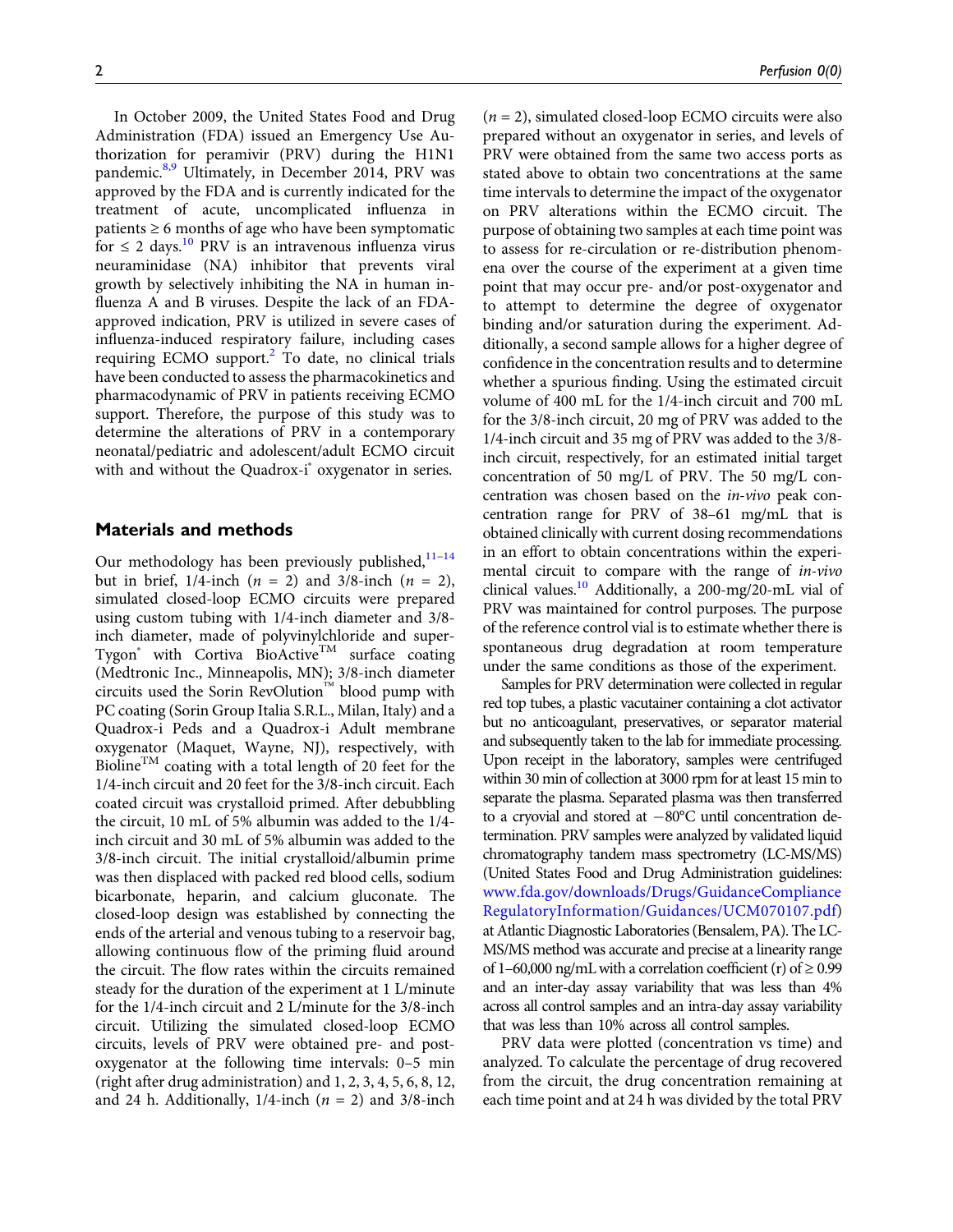In October 2009, the United States Food and Drug Administration (FDA) issued an Emergency Use Authorization for peramivir (PRV) during the H1N1 pandemic.[8,9] Ultimately, in December 2014, PRV was approved by the FDA and is currently indicated for the treatment of acute, uncomplicated influenza in patients ≥ 6 months of age who have been symptomatic for ≤ 2 days.[10] PRV is an intravenous influenza virus neuraminidase (NA) inhibitor that prevents viral growth by selectively inhibiting the NA in human influenza A and B viruses. Despite the lack of an FDA-approved indication, PRV is utilized in severe cases of influenza-induced respiratory failure, including cases requiring ECMO support.[2] To date, no clinical trials have been conducted to assess the pharmacokinetics and pharmacodynamic of PRV in patients receiving ECMO support. Therefore, the purpose of this study was to determine the alterations of PRV in a contemporary neonatal/pediatric and adolescent/adult ECMO circuit with and without the Quadrox-i® oxygenator in series.

## Materials and methods

Our methodology has been previously published,[11–14] but in brief, 1/4-inch (*n* = 2) and 3/8-inch (*n* = 2), simulated closed-loop ECMO circuits were prepared using custom tubing with 1/4-inch diameter and 3/8-inch diameter, made of polyvinylchloride and super-Tygon® with Cortiva BioActive™ surface coating (Medtronic Inc., Minneapolis, MN); 3/8-inch diameter circuits used the Sorin RevOlution™ blood pump with PC coating (Sorin Group Italia S.R.L., Milan, Italy) and a Quadrox-i Peds and a Quadrox-i Adult membrane oxygenator (Maquet, Wayne, NJ), respectively, with Bioline™ coating with a total length of 20 feet for the 1/4-inch circuit and 20 feet for the 3/8-inch circuit. Each coated circuit was crystalloid primed. After debubbling the circuit, 10 mL of 5% albumin was added to the 1/4-inch circuit and 30 mL of 5% albumin was added to the 3/8-inch circuit. The initial crystalloid/albumin prime was then displaced with packed red blood cells, sodium bicarbonate, heparin, and calcium gluconate. The closed-loop design was established by connecting the ends of the arterial and venous tubing to a reservoir bag, allowing continuous flow of the priming fluid around the circuit. The flow rates within the circuits remained steady for the duration of the experiment at 1 L/minute for the 1/4-inch circuit and 2 L/minute for the 3/8-inch circuit. Utilizing the simulated closed-loop ECMO circuits, levels of PRV were obtained pre- and post-oxygenator at the following time intervals: 0–5 min (right after drug administration) and 1, 2, 3, 4, 5, 6, 8, 12, and 24 h. Additionally, 1/4-inch (*n* = 2) and 3/8-inch (*n* = 2), simulated closed-loop ECMO circuits were also prepared without an oxygenator in series, and levels of PRV were obtained from the same two access ports as stated above to obtain two concentrations at the same time intervals to determine the impact of the oxygenator on PRV alterations within the ECMO circuit. The purpose of obtaining two samples at each time point was to assess for re-circulation or re-distribution phenomena over the course of the experiment at a given time point that may occur pre- and/or post-oxygenator and to attempt to determine the degree of oxygenator binding and/or saturation during the experiment. Additionally, a second sample allows for a higher degree of confidence in the concentration results and to determine whether a spurious finding. Using the estimated circuit volume of 400 mL for the 1/4-inch circuit and 700 mL for the 3/8-inch circuit, 20 mg of PRV was added to the 1/4-inch circuit and 35 mg of PRV was added to the 3/8-inch circuit, respectively, for an estimated initial target concentration of 50 mg/L of PRV. The 50 mg/L concentration was chosen based on the *in-vivo* peak concentration range for PRV of 38–61 mg/mL that is obtained clinically with current dosing recommendations in an effort to obtain concentrations within the experimental circuit to compare with the range of *in-vivo* clinical values.[10] Additionally, a 200-mg/20-mL vial of PRV was maintained for control purposes. The purpose of the reference control vial is to estimate whether there is spontaneous drug degradation at room temperature under the same conditions as those of the experiment.

Samples for PRV determination were collected in regular red top tubes, a plastic vacutainer containing a clot activator but no anticoagulant, preservatives, or separator material and subsequently taken to the lab for immediate processing. Upon receipt in the laboratory, samples were centrifuged within 30 min of collection at 3000 rpm for at least 15 min to separate the plasma. Separated plasma was then transferred to a cryovial and stored at −80°C until concentration determination. PRV samples were analyzed by validated liquid chromatography tandem mass spectrometry (LC-MS/MS) (United States Food and Drug Administration guidelines: www.fda.gov/downloads/Drugs/GuidanceCompliance RegulatoryInformation/Guidances/UCM070107.pdf) at Atlantic Diagnostic Laboratories (Bensalem, PA). The LC-MS/MS method was accurate and precise at a linearity range of 1–60,000 ng/mL with a correlation coefficient (r) of ≥ 0.99 and an inter-day assay variability that was less than 4% across all control samples and an intra-day assay variability that was less than 10% across all control samples.

PRV data were plotted (concentration vs time) and analyzed. To calculate the percentage of drug recovered from the circuit, the drug concentration remaining at each time point and at 24 h was divided by the total PRV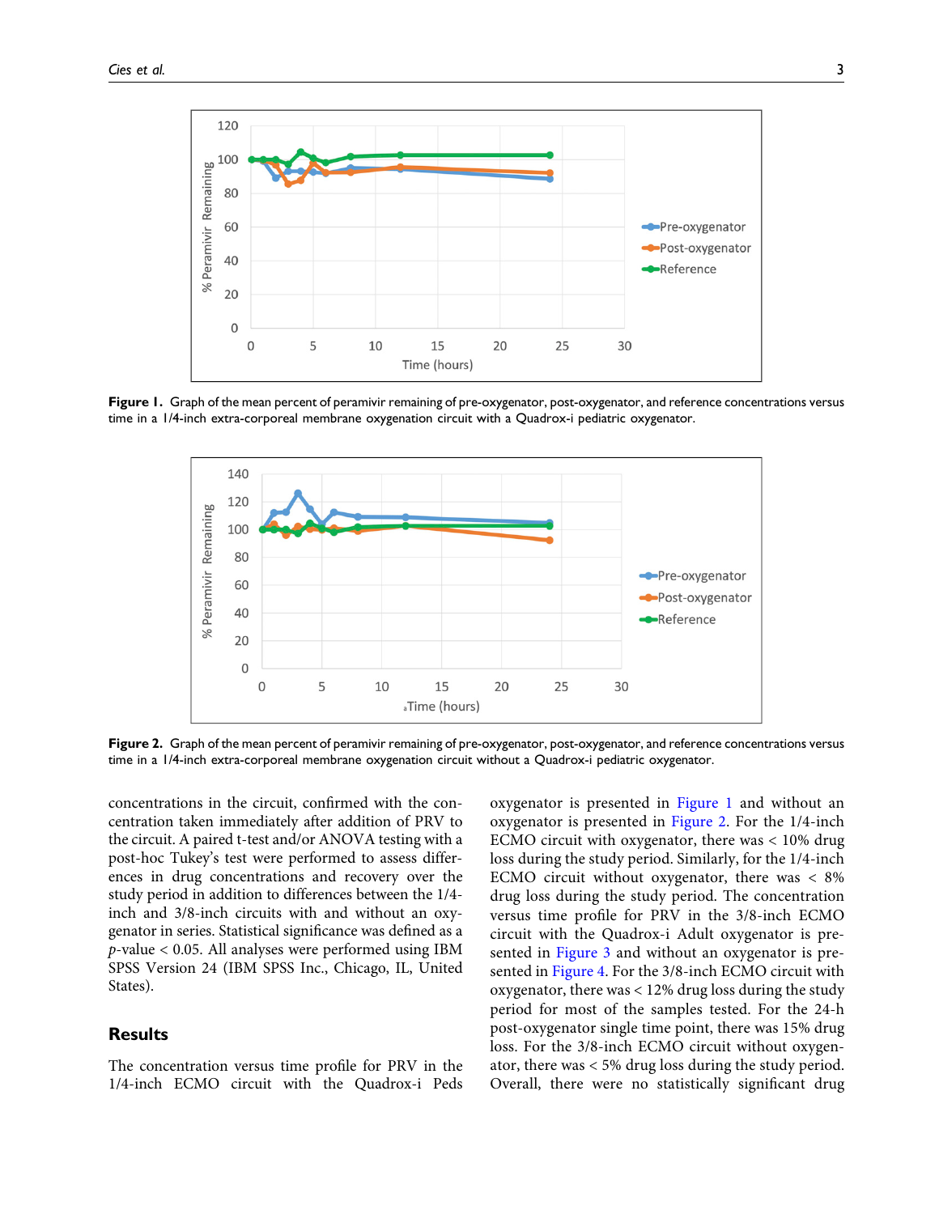**Figure 1.** Graph of the mean percent of peramivir remaining of pre-oxygenator, post-oxygenator, and reference concentrations versus time in a 1/4-inch extra-corporeal membrane oxygenation circuit with a Quadrox-i pediatric oxygenator.

**Figure 2.** Graph of the mean percent of peramivir remaining of pre-oxygenator, post-oxygenator, and reference concentrations versus time in a 1/4-inch extra-corporeal membrane oxygenation circuit without a Quadrox-i pediatric oxygenator.

concentrations in the circuit, confirmed with the concentration taken immediately after addition of PRV to the circuit. A paired t-test and/or ANOVA testing with a post-hoc Tukey's test were performed to assess differences in drug concentrations and recovery over the study period in addition to differences between the 1/4-inch and 3/8-inch circuits with and without an oxygenator in series. Statistical significance was defined as a $p$-value < 0.05. All analyses were performed using IBM SPSS Version 24 (IBM SPSS Inc., Chicago, IL, United States).

## Results

The concentration versus time profile for PRV in the 1/4-inch ECMO circuit with the Quadrox-i Peds oxygenator is presented in Figure 1 and without an oxygenator is presented in Figure 2. For the 1/4-inch ECMO circuit with oxygenator, there was < 10% drug loss during the study period. Similarly, for the 1/4-inch ECMO circuit without oxygenator, there was < 8% drug loss during the study period. The concentration versus time profile for PRV in the 3/8-inch ECMO circuit with the Quadrox-i Adult oxygenator is presented in Figure 3 and without an oxygenator is presented in Figure 4. For the 3/8-inch ECMO circuit with oxygenator, there was < 12% drug loss during the study period for most of the samples tested. For the 24-h post-oxygenator single time point, there was 15% drug loss. For the 3/8-inch ECMO circuit without oxygenator, there was < 5% drug loss during the study period. Overall, there were no statistically significant drug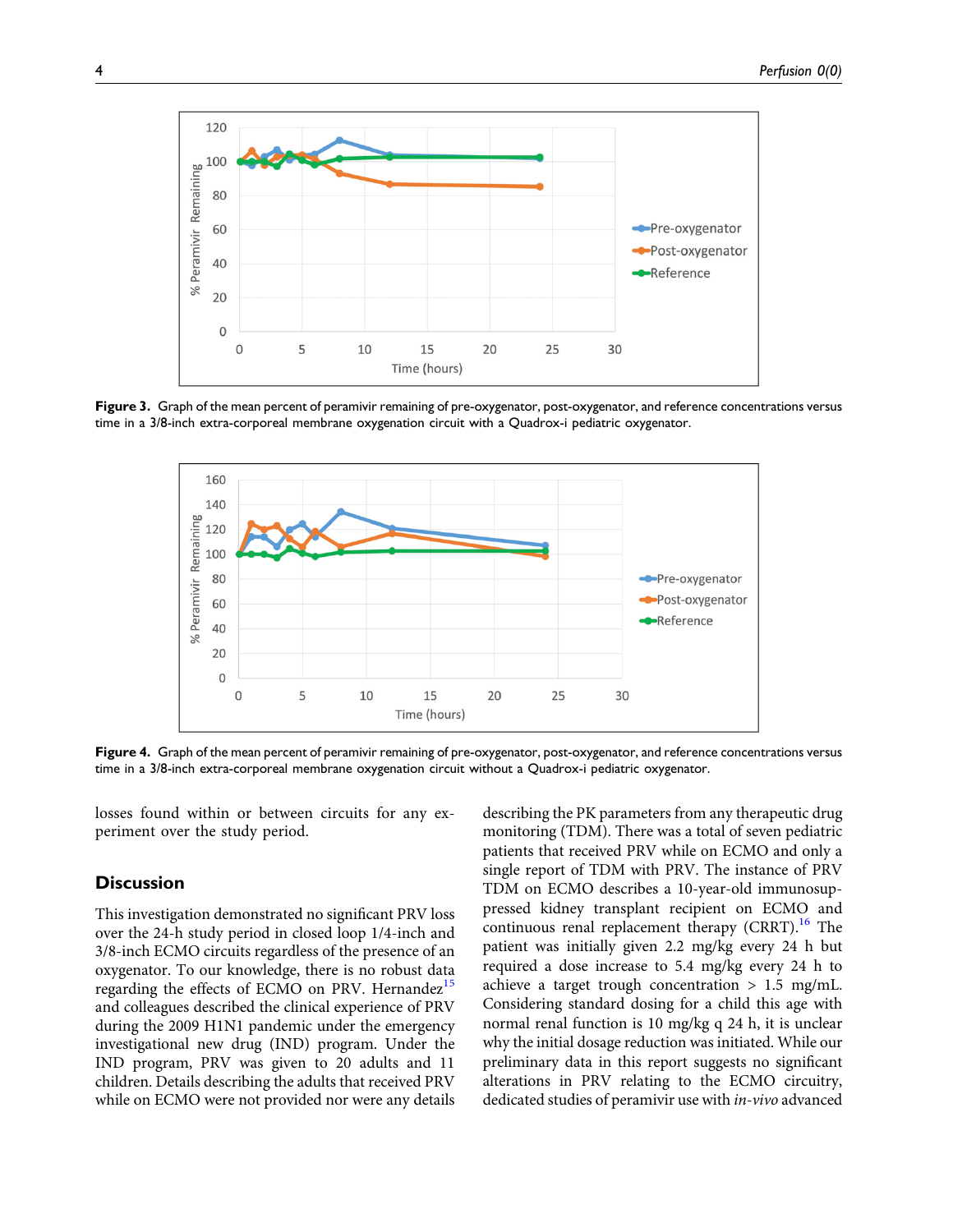Figure 3. Graph of the mean percent of peramivir remaining of pre-oxygenator, post-oxygenator, and reference concentrations versus time in a 3/8-inch extra-corporeal membrane oxygenation circuit with a Quadrox-i pediatric oxygenator.

Figure 4. Graph of the mean percent of peramivir remaining of pre-oxygenator, post-oxygenator, and reference concentrations versus time in a 3/8-inch extra-corporeal membrane oxygenation circuit without a Quadrox-i pediatric oxygenator.

losses found within or between circuits for any experiment over the study period.

## Discussion

This investigation demonstrated no significant PRV loss over the 24-h study period in closed loop 1/4-inch and 3/8-inch ECMO circuits regardless of the presence of an oxygenator. To our knowledge, there is no robust data regarding the effects of ECMO on PRV. Hernandez[15] and colleagues described the clinical experience of PRV during the 2009 H1N1 pandemic under the emergency investigational new drug (IND) program. Under the IND program, PRV was given to 20 adults and 11 children. Details describing the adults that received PRV while on ECMO were not provided nor were any details describing the PK parameters from any therapeutic drug monitoring (TDM). There was a total of seven pediatric patients that received PRV while on ECMO and only a single report of TDM with PRV. The instance of PRV TDM on ECMO describes a 10-year-old immunosuppressed kidney transplant recipient on ECMO and continuous renal replacement therapy (CRRT).[16] The patient was initially given 2.2 mg/kg every 24 h but required a dose increase to 5.4 mg/kg every 24 h to achieve a target trough concentration > 1.5 mg/mL. Considering standard dosing for a child this age with normal renal function is 10 mg/kg q 24 h, it is unclear why the initial dosage reduction was initiated. While our preliminary data in this report suggests no significant alterations in PRV relating to the ECMO circuitry, dedicated studies of peramivir use with *in-vivo* advanced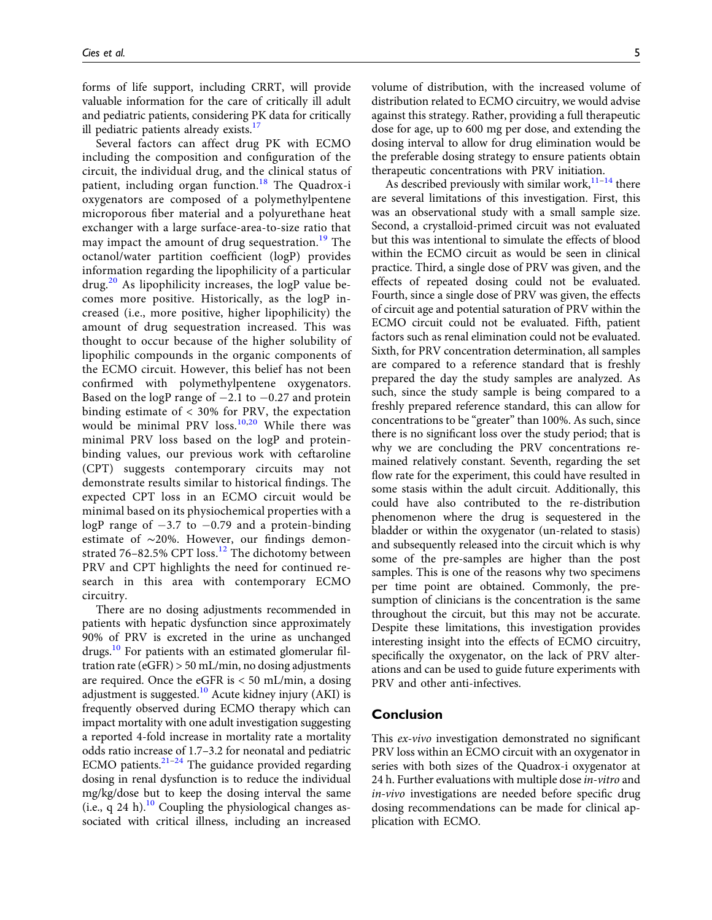forms of life support, including CRRT, will provide valuable information for the care of critically ill adult and pediatric patients, considering PK data for critically ill pediatric patients already exists.[17]

Several factors can affect drug PK with ECMO including the composition and configuration of the circuit, the individual drug, and the clinical status of patient, including organ function.[18] The Quadrox-i oxygenators are composed of a polymethylpentene microporous fiber material and a polyurethane heat exchanger with a large surface-area-to-size ratio that may impact the amount of drug sequestration.[19] The octanol/water partition coefficient (logP) provides information regarding the lipophilicity of a particular drug.[20] As lipophilicity increases, the logP value becomes more positive. Historically, as the logP increased (i.e., more positive, higher lipophilicity) the amount of drug sequestration increased. This was thought to occur because of the higher solubility of lipophilic compounds in the organic components of the ECMO circuit. However, this belief has not been confirmed with polymethylpentene oxygenators. Based on the logP range of −2.1 to −0.27 and protein binding estimate of < 30% for PRV, the expectation would be minimal PRV loss.[10,20] While there was minimal PRV loss based on the logP and protein-binding values, our previous work with ceftaroline (CPT) suggests contemporary circuits may not demonstrate results similar to historical findings. The expected CPT loss in an ECMO circuit would be minimal based on its physiochemical properties with a logP range of −3.7 to −0.79 and a protein-binding estimate of ∼20%. However, our findings demonstrated 76–82.5% CPT loss.[12] The dichotomy between PRV and CPT highlights the need for continued research in this area with contemporary ECMO circuitry.

There are no dosing adjustments recommended in patients with hepatic dysfunction since approximately 90% of PRV is excreted in the urine as unchanged drugs.[10] For patients with an estimated glomerular filtration rate (eGFR) > 50 mL/min, no dosing adjustments are required. Once the eGFR is < 50 mL/min, a dosing adjustment is suggested.[10] Acute kidney injury (AKI) is frequently observed during ECMO therapy which can impact mortality with one adult investigation suggesting a reported 4-fold increase in mortality rate a mortality odds ratio increase of 1.7–3.2 for neonatal and pediatric ECMO patients.[21–24] The guidance provided regarding dosing in renal dysfunction is to reduce the individual mg/kg/dose but to keep the dosing interval the same (i.e., q 24 h).[10] Coupling the physiological changes associated with critical illness, including an increased volume of distribution, with the increased volume of distribution related to ECMO circuitry, we would advise against this strategy. Rather, providing a full therapeutic dose for age, up to 600 mg per dose, and extending the dosing interval to allow for drug elimination would be the preferable dosing strategy to ensure patients obtain therapeutic concentrations with PRV initiation.

As described previously with similar work,[11–14] there are several limitations of this investigation. First, this was an observational study with a small sample size. Second, a crystalloid-primed circuit was not evaluated but this was intentional to simulate the effects of blood within the ECMO circuit as would be seen in clinical practice. Third, a single dose of PRV was given, and the effects of repeated dosing could not be evaluated. Fourth, since a single dose of PRV was given, the effects of circuit age and potential saturation of PRV within the ECMO circuit could not be evaluated. Fifth, patient factors such as renal elimination could not be evaluated. Sixth, for PRV concentration determination, all samples are compared to a reference standard that is freshly prepared the day the study samples are analyzed. As such, since the study sample is being compared to a freshly prepared reference standard, this can allow for concentrations to be "greater" than 100%. As such, since there is no significant loss over the study period; that is why we are concluding the PRV concentrations remained relatively constant. Seventh, regarding the set flow rate for the experiment, this could have resulted in some stasis within the adult circuit. Additionally, this could have also contributed to the re-distribution phenomenon where the drug is sequestered in the bladder or within the oxygenator (un-related to stasis) and subsequently released into the circuit which is why some of the pre-samples are higher than the post samples. This is one of the reasons why two specimens per time point are obtained. Commonly, the presumption of clinicians is the concentration is the same throughout the circuit, but this may not be accurate. Despite these limitations, this investigation provides interesting insight into the effects of ECMO circuitry, specifically the oxygenator, on the lack of PRV alterations and can be used to guide future experiments with PRV and other anti-infectives.

## Conclusion

This *ex-vivo* investigation demonstrated no significant PRV loss within an ECMO circuit with an oxygenator in series with both sizes of the Quadrox-i oxygenator at 24 h. Further evaluations with multiple dose *in-vitro* and *in-vivo* investigations are needed before specific drug dosing recommendations can be made for clinical application with ECMO.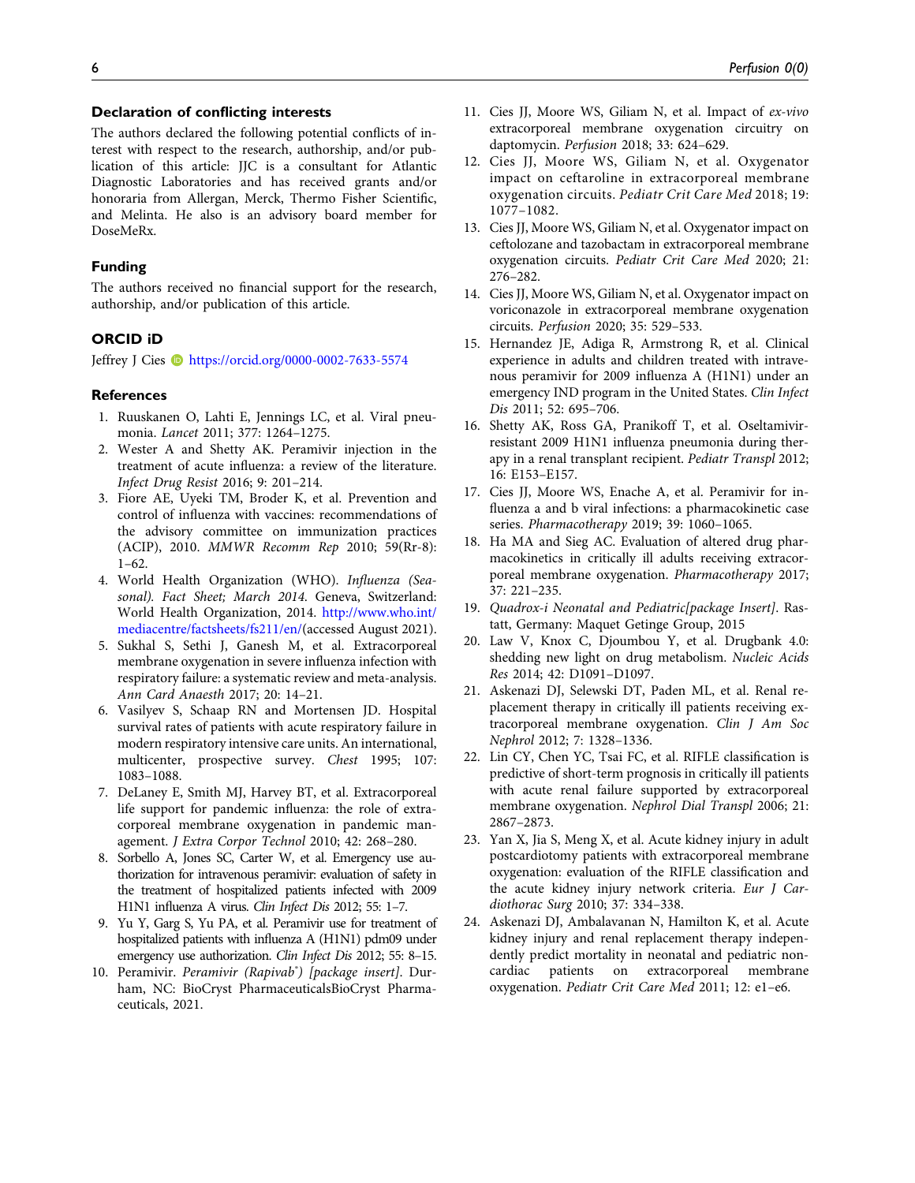## Declaration of conflicting interests

The authors declared the following potential conflicts of interest with respect to the research, authorship, and/or publication of this article: JJC is a consultant for Atlantic Diagnostic Laboratories and has received grants and/or honoraria from Allergan, Merck, Thermo Fisher Scientific, and Melinta. He also is an advisory board member for DoseMeRx.

## Funding

The authors received no financial support for the research, authorship, and/or publication of this article.

## ORCID iD

Jeffrey J Cies https://orcid.org/0000-0002-7633-5574

## References

1. Ruuskanen O, Lahti E, Jennings LC, et al. Viral pneumonia. *Lancet* 2011; 377: 1264–1275.
2. Wester A and Shetty AK. Peramivir injection in the treatment of acute influenza: a review of the literature. *Infect Drug Resist* 2016; 9: 201–214.
3. Fiore AE, Uyeki TM, Broder K, et al. Prevention and control of influenza with vaccines: recommendations of the advisory committee on immunization practices (ACIP), 2010. *MMWR Recomm Rep* 2010; 59(Rr-8): 1–62.
4. World Health Organization (WHO). *Influenza (Seasonal). Fact Sheet; March 2014*. Geneva, Switzerland: World Health Organization, 2014. http://www.who.int/mediacentre/factsheets/fs211/en/(accessed August 2021).
5. Sukhal S, Sethi J, Ganesh M, et al. Extracorporeal membrane oxygenation in severe influenza infection with respiratory failure: a systematic review and meta-analysis. *Ann Card Anaesth* 2017; 20: 14–21.
6. Vasilyev S, Schaap RN and Mortensen JD. Hospital survival rates of patients with acute respiratory failure in modern respiratory intensive care units. An international, multicenter, prospective survey. *Chest* 1995; 107: 1083–1088.
7. DeLaney E, Smith MJ, Harvey BT, et al. Extracorporeal life support for pandemic influenza: the role of extracorporeal membrane oxygenation in pandemic management. *J Extra Corpor Technol* 2010; 42: 268–280.
8. Sorbello A, Jones SC, Carter W, et al. Emergency use authorization for intravenous peramivir: evaluation of safety in the treatment of hospitalized patients infected with 2009 H1N1 influenza A virus. *Clin Infect Dis* 2012; 55: 1–7.
9. Yu Y, Garg S, Yu PA, et al. Peramivir use for treatment of hospitalized patients with influenza A (H1N1) pdm09 under emergency use authorization. *Clin Infect Dis* 2012; 55: 8–15.
10. Peramivir. *Peramivir (Rapivab®) [package insert]*. Durham, NC: BioCryst PharmaceuticalsBioCryst Pharmaceuticals, 2021.
11. Cies JJ, Moore WS, Giliam N, et al. Impact of *ex-vivo* extracorporeal membrane oxygenation circuitry on daptomycin. *Perfusion* 2018; 33: 624–629.
12. Cies JJ, Moore WS, Giliam N, et al. Oxygenator impact on ceftaroline in extracorporeal membrane oxygenation circuits. *Pediatr Crit Care Med* 2018; 19: 1077–1082.
13. Cies JJ, Moore WS, Giliam N, et al. Oxygenator impact on ceftolozane and tazobactam in extracorporeal membrane oxygenation circuits. *Pediatr Crit Care Med* 2020; 21: 276–282.
14. Cies JJ, Moore WS, Giliam N, et al. Oxygenator impact on voriconazole in extracorporeal membrane oxygenation circuits. *Perfusion* 2020; 35: 529–533.
15. Hernandez JE, Adiga R, Armstrong R, et al. Clinical experience in adults and children treated with intravenous peramivir for 2009 influenza A (H1N1) under an emergency IND program in the United States. *Clin Infect Dis* 2011; 52: 695–706.
16. Shetty AK, Ross GA, Pranikoff T, et al. Oseltamivir-resistant 2009 H1N1 influenza pneumonia during therapy in a renal transplant recipient. *Pediatr Transpl* 2012; 16: E153–E157.
17. Cies JJ, Moore WS, Enache A, et al. Peramivir for influenza a and b viral infections: a pharmacokinetic case series. *Pharmacotherapy* 2019; 39: 1060–1065.
18. Ha MA and Sieg AC. Evaluation of altered drug pharmacokinetics in critically ill adults receiving extracorporeal membrane oxygenation. *Pharmacotherapy* 2017; 37: 221–235.
19. *Quadrox-i Neonatal and Pediatric[package Insert]*. Rastatt, Germany: Maquet Getinge Group, 2015
20. Law V, Knox C, Djoumbou Y, et al. Drugbank 4.0: shedding new light on drug metabolism. *Nucleic Acids Res* 2014; 42: D1091–D1097.
21. Askenazi DJ, Selewski DT, Paden ML, et al. Renal replacement therapy in critically ill patients receiving extracorporeal membrane oxygenation. *Clin J Am Soc Nephrol* 2012; 7: 1328–1336.
22. Lin CY, Chen YC, Tsai FC, et al. RIFLE classification is predictive of short-term prognosis in critically ill patients with acute renal failure supported by extracorporeal membrane oxygenation. *Nephrol Dial Transpl* 2006; 21: 2867–2873.
23. Yan X, Jia S, Meng X, et al. Acute kidney injury in adult postcardiotomy patients with extracorporeal membrane oxygenation: evaluation of the RIFLE classification and the acute kidney injury network criteria. *Eur J Cardiothorac Surg* 2010; 37: 334–338.
24. Askenazi DJ, Ambalavanan N, Hamilton K, et al. Acute kidney injury and renal replacement therapy independently predict mortality in neonatal and pediatric noncardiac patients on extracorporeal membrane oxygenation. *Pediatr Crit Care Med* 2011; 12: e1–e6.